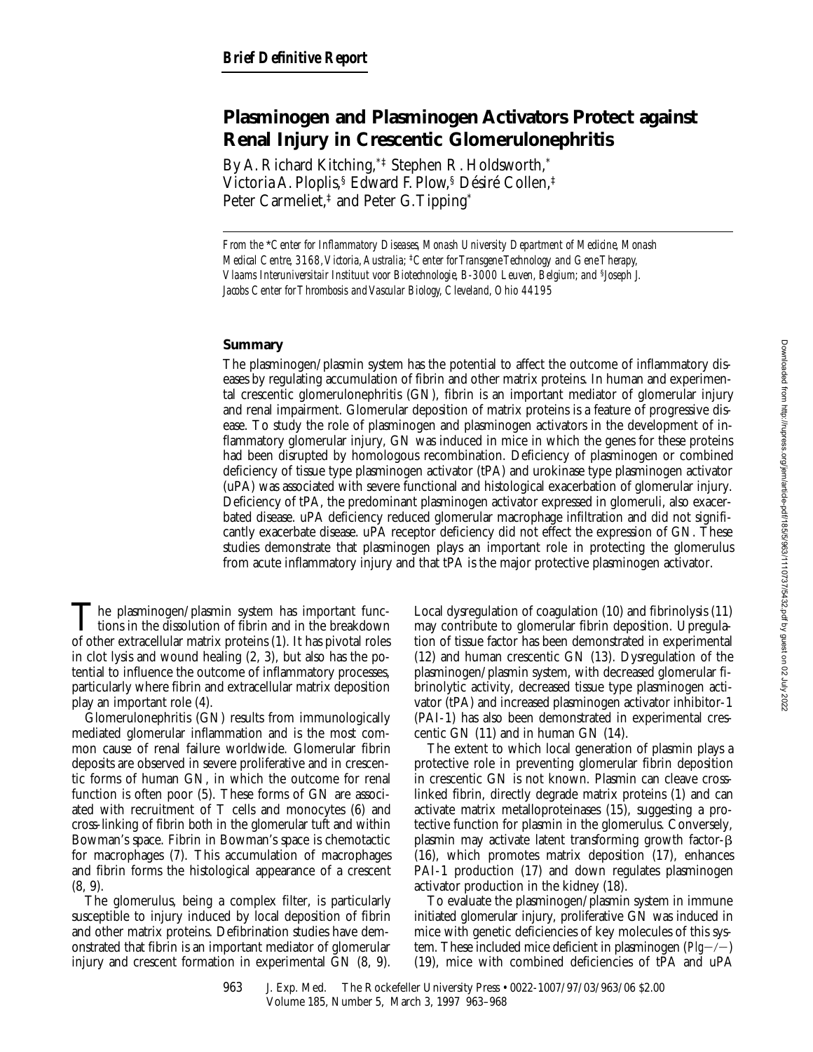*Brief Definitive Report*

# Plasminogen and Plasminogen Activators Protect against Renal Injury in Crescentic Glomerulonephritis

By A. Richard Kitching,[*‡] Stephen R. Holdsworth,[*] Victoria A. Ploplis,[§] Edward F. Plow,[§] Désiré Collen,[‡] Peter Carmeliet,[‡] and Peter G. Tipping[*]

*From the \*Center for Inflammatory Diseases, Monash University Department of Medicine, Monash Medical Centre, 3168, Victoria, Australia; ‡Center for Transgene Technology and Gene Therapy, Vlaams Interuniversitair Instituut voor Biotechnologie, B-3000 Leuven, Belgium; and §Joseph J. Jacobs Center for Thrombosis and Vascular Biology, Cleveland, Ohio 44195*

## Summary

The plasminogen/plasmin system has the potential to affect the outcome of inflammatory diseases by regulating accumulation of fibrin and other matrix proteins. In human and experimental crescentic glomerulonephritis (GN), fibrin is an important mediator of glomerular injury and renal impairment. Glomerular deposition of matrix proteins is a feature of progressive disease. To study the role of plasminogen and plasminogen activators in the development of inflammatory glomerular injury, GN was induced in mice in which the genes for these proteins had been disrupted by homologous recombination. Deficiency of plasminogen or combined deficiency of tissue type plasminogen activator (tPA) and urokinase type plasminogen activator (uPA) was associated with severe functional and histological exacerbation of glomerular injury. Deficiency of tPA, the predominant plasminogen activator expressed in glomeruli, also exacerbated disease. uPA deficiency reduced glomerular macrophage infiltration and did not significantly exacerbate disease. uPA receptor deficiency did not effect the expression of GN. These studies demonstrate that plasminogen plays an important role in protecting the glomerulus from acute inflammatory injury and that tPA is the major protective plasminogen activator.

The plasminogen/plasmin system has important functions in the dissolution of fibrin and in the breakdown of other extracellular matrix proteins (1). It has pivotal roles in clot lysis and wound healing (2, 3), but also has the potential to influence the outcome of inflammatory processes, particularly where fibrin and extracellular matrix deposition play an important role (4).

Glomerulonephritis (GN) results from immunologically mediated glomerular inflammation and is the most common cause of renal failure worldwide. Glomerular fibrin deposits are observed in severe proliferative and in crescentic forms of human GN, in which the outcome for renal function is often poor (5). These forms of GN are associated with recruitment of T cells and monocytes (6) and cross-linking of fibrin both in the glomerular tuft and within Bowman's space. Fibrin in Bowman's space is chemotactic for macrophages (7). This accumulation of macrophages and fibrin forms the histological appearance of a crescent (8, 9).

The glomerulus, being a complex filter, is particularly susceptible to injury induced by local deposition of fibrin and other matrix proteins. Defibrination studies have demonstrated that fibrin is an important mediator of glomerular injury and crescent formation in experimental GN (8, 9).

Local dysregulation of coagulation (10) and fibrinolysis (11) may contribute to glomerular fibrin deposition. Upregulation of tissue factor has been demonstrated in experimental (12) and human crescentic GN (13). Dysregulation of the plasminogen/plasmin system, with decreased glomerular fibrinolytic activity, decreased tissue type plasminogen activator (tPA) and increased plasminogen activator inhibitor-1 (PAI-1) has also been demonstrated in experimental crescentic GN (11) and in human GN (14).

The extent to which local generation of plasmin plays a protective role in preventing glomerular fibrin deposition in crescentic GN is not known. Plasmin can cleave crosslinked fibrin, directly degrade matrix proteins (1) and can activate matrix metalloproteinases (15), suggesting a protective function for plasmin in the glomerulus. Conversely, plasmin may activate latent transforming growth factor-β (16), which promotes matrix deposition (17), enhances PAI-1 production (17) and down regulates plasminogen activator production in the kidney (18).

To evaluate the plasminogen/plasmin system in immune initiated glomerular injury, proliferative GN was induced in mice with genetic deficiencies of key molecules of this system. These included mice deficient in plasminogen (*Plg*−/−) (19), mice with combined deficiencies of tPA and uPA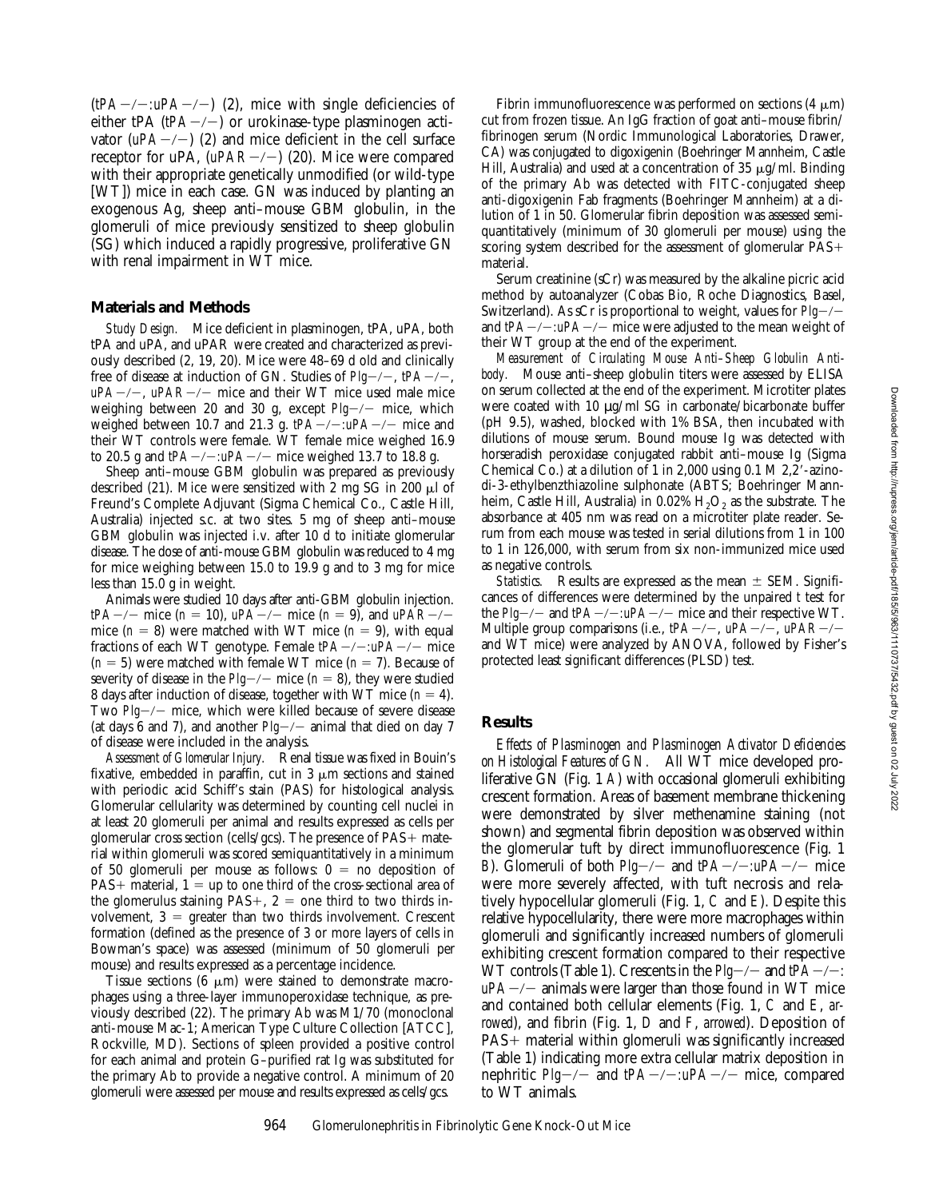(*tPA*−/−:*uPA*−/−) (2), mice with single deficiencies of either tPA (*tPA*−/−) or urokinase-type plasminogen activator (*uPA*−/−) (2) and mice deficient in the cell surface receptor for uPA, (*uPAR*−/−) (20). Mice were compared with their appropriate genetically unmodified (or wild-type [WT]) mice in each case. GN was induced by planting an exogenous Ag, sheep anti–mouse GBM globulin, in the glomeruli of mice previously sensitized to sheep globulin (SG) which induced a rapidly progressive, proliferative GN with renal impairment in WT mice.

## Materials and Methods

*Study Design.* Mice deficient in plasminogen, tPA, uPA, both tPA and uPA, and uPAR were created and characterized as previously described (2, 19, 20). Mice were 48–69 d old and clinically free of disease at induction of GN. Studies of *Plg*−/−, *tPA*−/−, *uPA*−/−, *uPAR*−/− mice and their WT mice used male mice weighing between 20 and 30 g, except *Plg*−/− mice, which weighed between 10.7 and 21.3 g. *tPA*−/−:*uPA*−/− mice and their WT controls were female. WT female mice weighed 16.9 to 20.5 g and *tPA*−/−:*uPA*−/− mice weighed 13.7 to 18.8 g.

Sheep anti–mouse GBM globulin was prepared as previously described (21). Mice were sensitized with 2 mg SG in 200 μl of Freund's Complete Adjuvant (Sigma Chemical Co., Castle Hill, Australia) injected s.c. at two sites. 5 mg of sheep anti–mouse GBM globulin was injected i.v. after 10 d to initiate glomerular disease. The dose of anti-mouse GBM globulin was reduced to 4 mg for mice weighing between 15.0 to 19.9 g and to 3 mg for mice less than 15.0 g in weight.

Animals were studied 10 days after anti-GBM globulin injection. *tPA*−/− mice (*n* = 10), *uPA*−/− mice (*n* = 9), and *uPAR*−/− mice (*n* = 8) were matched with WT mice (*n* = 9), with equal fractions of each WT genotype. Female *tPA*−/−:*uPA*−/− mice (*n* = 5) were matched with female WT mice (*n* = 7). Because of severity of disease in the *Plg*−/− mice (*n* = 8), they were studied 8 days after induction of disease, together with WT mice (*n* = 4). Two *Plg*−/− mice, which were killed because of severe disease (at days 6 and 7), and another *Plg*−/− animal that died on day 7 of disease were included in the analysis.

*Assessment of Glomerular Injury.* Renal tissue was fixed in Bouin's fixative, embedded in paraffin, cut in 3 μm sections and stained with periodic acid Schiff's stain (PAS) for histological analysis. Glomerular cellularity was determined by counting cell nuclei in at least 20 glomeruli per animal and results expressed as cells per glomerular cross section (cells/gcs). The presence of PAS+ material within glomeruli was scored semiquantitatively in a minimum of 50 glomeruli per mouse as follows: 0 = no deposition of PAS+ material, 1 = up to one third of the cross-sectional area of the glomerulus staining PAS+, 2 = one third to two thirds involvement, 3 = greater than two thirds involvement. Crescent formation (defined as the presence of 3 or more layers of cells in Bowman's space) was assessed (minimum of 50 glomeruli per mouse) and results expressed as a percentage incidence.

Tissue sections (6 μm) were stained to demonstrate macrophages using a three-layer immunoperoxidase technique, as previously described (22). The primary Ab was M1/70 (monoclonal anti-mouse Mac-1; American Type Culture Collection [ATCC], Rockville, MD). Sections of spleen provided a positive control for each animal and protein G–purified rat Ig was substituted for the primary Ab to provide a negative control. A minimum of 20 glomeruli were assessed per mouse and results expressed as cells/gcs.

Fibrin immunofluorescence was performed on sections (4 μm) cut from frozen tissue. An IgG fraction of goat anti–mouse fibrin/fibrinogen serum (Nordic Immunological Laboratories, Drawer, CA) was conjugated to digoxigenin (Boehringer Mannheim, Castle Hill, Australia) and used at a concentration of 35 μg/ml. Binding of the primary Ab was detected with FITC-conjugated sheep anti-digoxigenin Fab fragments (Boehringer Mannheim) at a dilution of 1 in 50. Glomerular fibrin deposition was assessed semiquantitatively (minimum of 30 glomeruli per mouse) using the scoring system described for the assessment of glomerular PAS+ material.

Serum creatinine (sCr) was measured by the alkaline picric acid method by autoanalyzer (Cobas Bio, Roche Diagnostics, Basel, Switzerland). As sCr is proportional to weight, values for *Plg*−/− and *tPA*−/−:*uPA*−/− mice were adjusted to the mean weight of their WT group at the end of the experiment.

*Measurement of Circulating Mouse Anti–Sheep Globulin Antibody.* Mouse anti–sheep globulin titers were assessed by ELISA on serum collected at the end of the experiment. Microtiter plates were coated with 10 μg/ml SG in carbonate/bicarbonate buffer (pH 9.5), washed, blocked with 1% BSA, then incubated with dilutions of mouse serum. Bound mouse Ig was detected with horseradish peroxidase conjugated rabbit anti–mouse Ig (Sigma Chemical Co.) at a dilution of 1 in 2,000 using 0.1 M 2,2′-azino-di-3-ethylbenzthiazoline sulphonate (ABTS; Boehringer Mannheim, Castle Hill, Australia) in 0.02% $H_2O_2$ as the substrate. The absorbance at 405 nm was read on a microtiter plate reader. Serum from each mouse was tested in serial dilutions from 1 in 100 to 1 in 126,000, with serum from six non-immunized mice used as negative controls.

*Statistics.* Results are expressed as the mean ± SEM. Significances of differences were determined by the unpaired *t* test for the *Plg*−/− and *tPA*−/−:*uPA*−/− mice and their respective WT. Multiple group comparisons (i.e., *tPA*−/−, *uPA*−/−, *uPAR*−/− and WT mice) were analyzed by ANOVA, followed by Fisher's protected least significant differences (PLSD) test.

## Results

*Effects of Plasminogen and Plasminogen Activator Deficiencies on Histological Features of GN.* All WT mice developed proliferative GN (Fig. 1 *A*) with occasional glomeruli exhibiting crescent formation. Areas of basement membrane thickening were demonstrated by silver methenamine staining (not shown) and segmental fibrin deposition was observed within the glomerular tuft by direct immunofluorescence (Fig. 1 *B*). Glomeruli of both *Plg*−/− and *tPA*−/−:*uPA*−/− mice were more severely affected, with tuft necrosis and relatively hypocellular glomeruli (Fig. 1, *C* and *E*). Despite this relative hypocellularity, there were more macrophages within glomeruli and significantly increased numbers of glomeruli exhibiting crescent formation compared to their respective WT controls (Table 1). Crescents in the *Plg*−/− and *tPA*−/−:*uPA*−/− animals were larger than those found in WT mice and contained both cellular elements (Fig. 1, *C* and *E*, *arrowed*), and fibrin (Fig. 1, *D* and *F*, *arrowed*). Deposition of PAS+ material within glomeruli was significantly increased (Table 1) indicating more extra cellular matrix deposition in nephritic *Plg*−/− and *tPA*−/−:*uPA*−/− mice, compared to WT animals.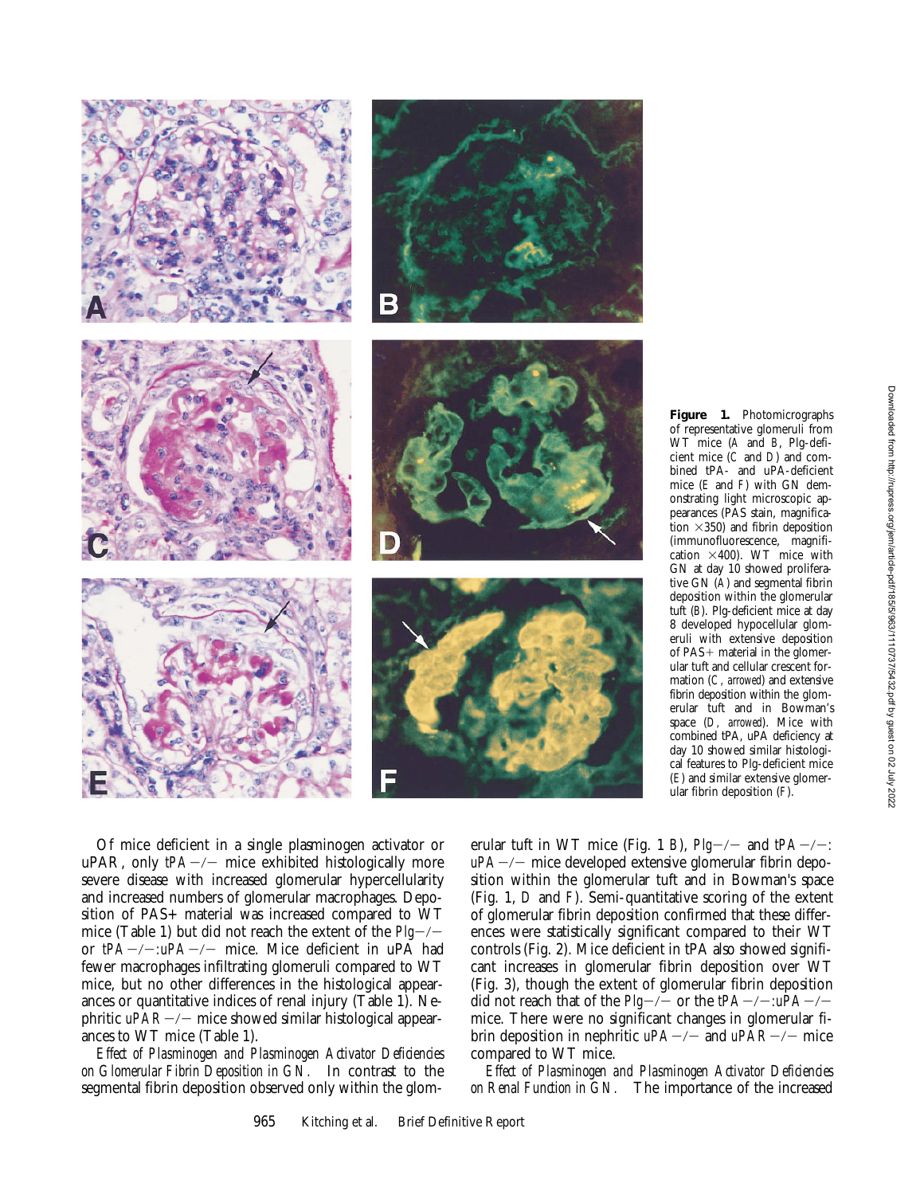**Figure 1.** Photomicrographs of representative glomeruli from WT mice (*A* and *B*, Plg-deficient mice (*C* and *D*) and combined tPA- and uPA-deficient mice (*E* and *F*) with GN demonstrating light microscopic appearances (PAS stain, magnification ×350) and fibrin deposition (immunofluorescence, magnification ×400). WT mice with GN at day 10 showed proliferative GN (*A*) and segmental fibrin deposition within the glomerular tuft (*B*). Plg-deficient mice at day 8 developed hypocellular glomeruli with extensive deposition of PAS+ material in the glomerular tuft and cellular crescent formation (*C*, *arrowed*) and extensive fibrin deposition within the glomerular tuft and in Bowman's space (*D*, *arrowed*). Mice with combined tPA, uPA deficiency at day 10 showed similar histological features to Plg-deficient mice (*E*) and similar extensive glomerular fibrin deposition (*F*).

Of mice deficient in a single plasminogen activator or uPAR, only *tPA*−/− mice exhibited histologically more severe disease with increased glomerular hypercellularity and increased numbers of glomerular macrophages. Deposition of PAS+ material was increased compared to WT mice (Table 1) but did not reach the extent of the *Plg*−/− or *tPA*−/−:*uPA*−/− mice. Mice deficient in uPA had fewer macrophages infiltrating glomeruli compared to WT mice, but no other differences in the histological appearances or quantitative indices of renal injury (Table 1). Nephritic *uPAR*−/− mice showed similar histological appearances to WT mice (Table 1).

*Effect of Plasminogen and Plasminogen Activator Deficiencies on Glomerular Fibrin Deposition in GN.* In contrast to the segmental fibrin deposition observed only within the glomerular tuft in WT mice (Fig. 1 *B*), *Plg*−/− and *tPA*−/−:*uPA*−/− mice developed extensive glomerular fibrin deposition within the glomerular tuft and in Bowman's space (Fig. 1, *D* and *F*). Semi-quantitative scoring of the extent of glomerular fibrin deposition confirmed that these differences were statistically significant compared to their WT controls (Fig. 2). Mice deficient in tPA also showed significant increases in glomerular fibrin deposition over WT (Fig. 3), though the extent of glomerular fibrin deposition did not reach that of the *Plg*−/− or the *tPA*−/−:*uPA*−/− mice. There were no significant changes in glomerular fibrin deposition in nephritic *uPA*−/− and *uPAR*−/− mice compared to WT mice.

*Effect of Plasminogen and Plasminogen Activator Deficiencies on Renal Function in GN.* The importance of the increased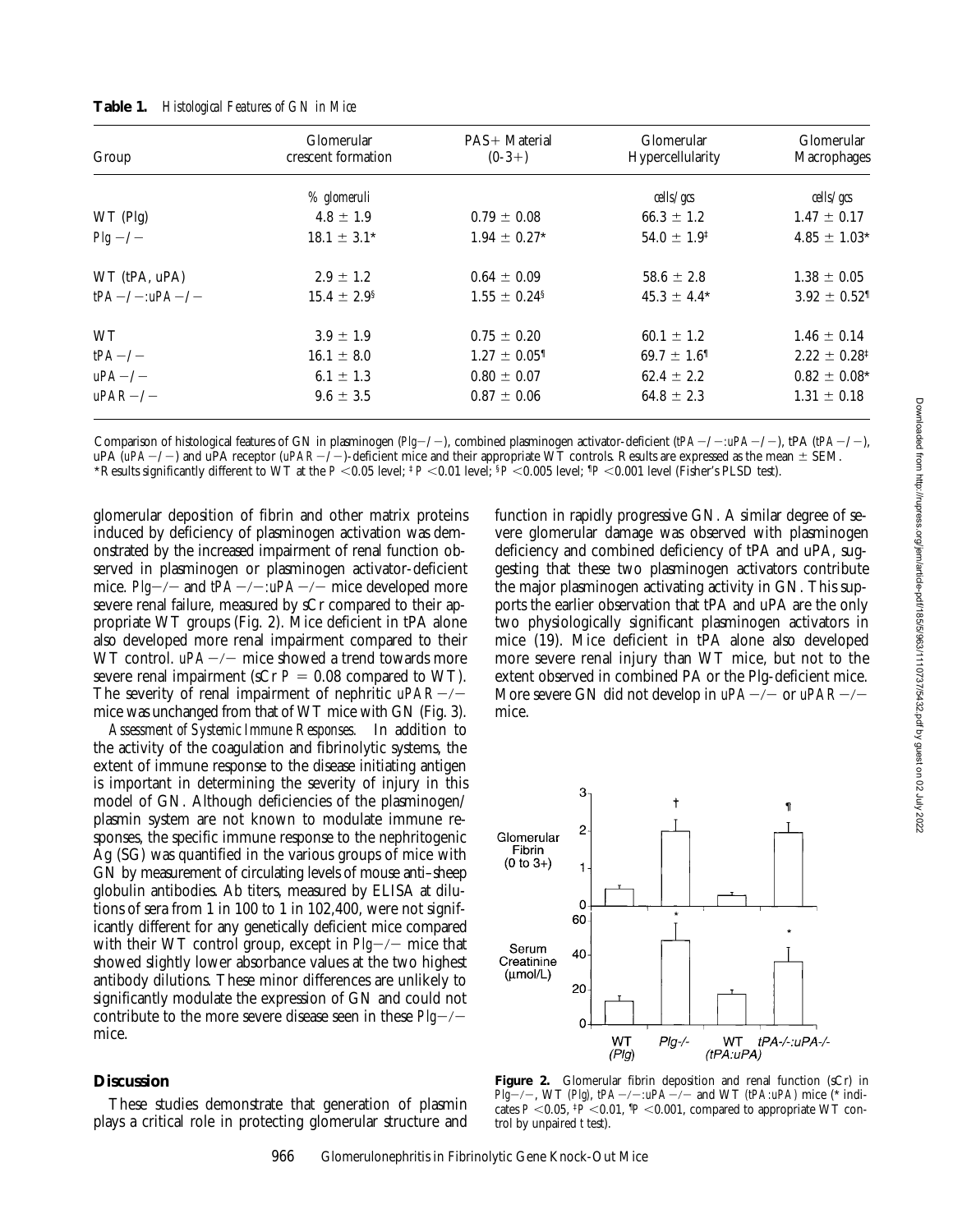**Table 1.** *Histological Features of GN in Mice*

| Group | Glomerular crescent formation | PAS+ Material (0-3+) | Glomerular Hypercellularity | Glomerular Macrophages |
|---|---|---|---|---|
| | *% glomeruli* | | *cells/gcs* | *cells/gcs* |
| WT (Plg) | 4.8 ± 1.9 | 0.79 ± 0.08 | 66.3 ± 1.2 | 1.47 ± 0.17 |
| *Plg* −/− | 18.1 ± 3.1* | 1.94 ± 0.27* | 54.0 ± 1.9‡ | 4.85 ± 1.03* |
| WT (tPA, uPA) | 2.9 ± 1.2 | 0.64 ± 0.09 | 58.6 ± 2.8 | 1.38 ± 0.05 |
| *tPA* −/−:*uPA* −/− | 15.4 ± 2.9§ | 1.55 ± 0.24§ | 45.3 ± 4.4* | 3.92 ± 0.52¶ |
| WT | 3.9 ± 1.9 | 0.75 ± 0.20 | 60.1 ± 1.2 | 1.46 ± 0.14 |
| *tPA* −/− | 16.1 ± 8.0 | 1.27 ± 0.05¶ | 69.7 ± 1.6¶ | 2.22 ± 0.28‡ |
| *uPA* −/− | 6.1 ± 1.3 | 0.80 ± 0.07 | 62.4 ± 2.2 | 0.82 ± 0.08* |
| *uPAR* −/− | 9.6 ± 3.5 | 0.87 ± 0.06 | 64.8 ± 2.3 | 1.31 ± 0.18 |

Comparison of histological features of GN in plasminogen (*Plg*−/−), combined plasminogen activator-deficient (*tPA*−/−:*uPA*−/−), tPA (*tPA*−/−), uPA (*uPA*−/−) and uPA receptor (*uPAR*−/−)-deficient mice and their appropriate WT controls. Results are expressed as the mean ± SEM.
*Results significantly different to WT at the $P < 0.05$ level; ‡$P < 0.01$ level; §$P < 0.005$ level; ¶$P < 0.001$ level (Fisher's PLSD test).

glomerular deposition of fibrin and other matrix proteins induced by deficiency of plasminogen activation was demonstrated by the increased impairment of renal function observed in plasminogen or plasminogen activator-deficient mice. *Plg*−/− and *tPA*−/−:*uPA*−/− mice developed more severe renal failure, measured by sCr compared to their appropriate WT groups (Fig. 2). Mice deficient in tPA alone also developed more renal impairment compared to their WT control. *uPA*−/− mice showed a trend towards more severe renal impairment (sCr $P = 0.08$ compared to WT). The severity of renal impairment of nephritic *uPAR*−/− mice was unchanged from that of WT mice with GN (Fig. 3).

*Assessment of Systemic Immune Responses.* In addition to the activity of the coagulation and fibrinolytic systems, the extent of immune response to the disease initiating antigen is important in determining the severity of injury in this model of GN. Although deficiencies of the plasminogen/plasmin system are not known to modulate immune responses, the specific immune response to the nephritogenic Ag (SG) was quantified in the various groups of mice with GN by measurement of circulating levels of mouse anti–sheep globulin antibodies. Ab titers, measured by ELISA at dilutions of sera from 1 in 100 to 1 in 102,400, were not significantly different for any genetically deficient mice compared with their WT control group, except in *Plg*−/− mice that showed slightly lower absorbance values at the two highest antibody dilutions. These minor differences are unlikely to significantly modulate the expression of GN and could not contribute to the more severe disease seen in these *Plg*−/− mice.

## Discussion

These studies demonstrate that generation of plasmin plays a critical role in protecting glomerular structure and function in rapidly progressive GN. A similar degree of severe glomerular damage was observed with plasminogen deficiency and combined deficiency of tPA and uPA, suggesting that these two plasminogen activators contribute the major plasminogen activating activity in GN. This supports the earlier observation that tPA and uPA are the only two physiologically significant plasminogen activators in mice (19). Mice deficient in tPA alone also developed more severe renal injury than WT mice, but not to the extent observed in combined PA or the Plg-deficient mice. More severe GN did not develop in *uPA*−/− or *uPAR*−/− mice.

**Figure 2.** Glomerular fibrin deposition and renal function (sCr) in *Plg*−/−, WT (*Plg*), *tPA*−/−:*uPA*−/− and WT (*tPA:uPA*) mice (* indicates $P < 0.05$, ‡$P < 0.01$, ¶$P < 0.001$, compared to appropriate WT control by unpaired *t* test).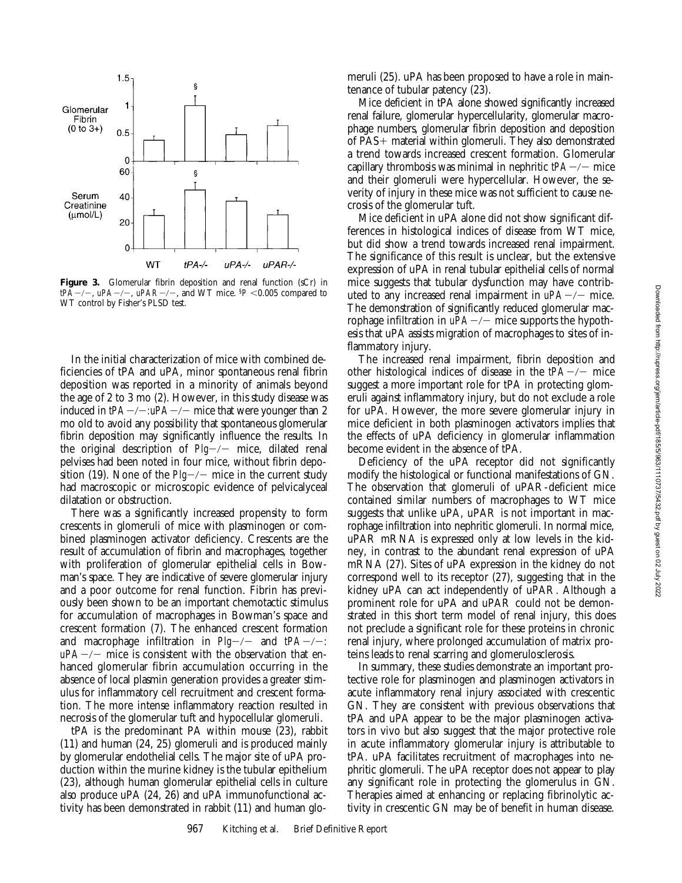**Figure 3.** Glomerular fibrin deposition and renal function (sCr) in *tPA*−/−, *uPA*−/−, *uPAR*−/−, and WT mice. §$P$ <0.005 compared to WT control by Fisher's PLSD test.

In the initial characterization of mice with combined deficiencies of tPA and uPA, minor spontaneous renal fibrin deposition was reported in a minority of animals beyond the age of 2 to 3 mo (2). However, in this study disease was induced in *tPA*−/−:*uPA*−/− mice that were younger than 2 mo old to avoid any possibility that spontaneous glomerular fibrin deposition may significantly influence the results. In the original description of *Plg*−/− mice, dilated renal pelvises had been noted in four mice, without fibrin deposition (19). None of the *Plg*−/− mice in the current study had macroscopic or microscopic evidence of pelvicalyceal dilatation or obstruction.

There was a significantly increased propensity to form crescents in glomeruli of mice with plasminogen or combined plasminogen activator deficiency. Crescents are the result of accumulation of fibrin and macrophages, together with proliferation of glomerular epithelial cells in Bowman's space. They are indicative of severe glomerular injury and a poor outcome for renal function. Fibrin has previously been shown to be an important chemotactic stimulus for accumulation of macrophages in Bowman's space and crescent formation (7). The enhanced crescent formation and macrophage infiltration in *Plg*−/− and *tPA*−/−:*uPA*−/− mice is consistent with the observation that enhanced glomerular fibrin accumulation occurring in the absence of local plasmin generation provides a greater stimulus for inflammatory cell recruitment and crescent formation. The more intense inflammatory reaction resulted in necrosis of the glomerular tuft and hypocellular glomeruli.

tPA is the predominant PA within mouse (23), rabbit (11) and human (24, 25) glomeruli and is produced mainly by glomerular endothelial cells. The major site of uPA production within the murine kidney is the tubular epithelium (23), although human glomerular epithelial cells in culture also produce uPA (24, 26) and uPA immunofunctional activity has been demonstrated in rabbit (11) and human glomeruli (25). uPA has been proposed to have a role in maintenance of tubular patency (23).

Mice deficient in tPA alone showed significantly increased renal failure, glomerular hypercellularity, glomerular macrophage numbers, glomerular fibrin deposition and deposition of PAS+ material within glomeruli. They also demonstrated a trend towards increased crescent formation. Glomerular capillary thrombosis was minimal in nephritic *tPA*−/− mice and their glomeruli were hypercellular. However, the severity of injury in these mice was not sufficient to cause necrosis of the glomerular tuft.

Mice deficient in uPA alone did not show significant differences in histological indices of disease from WT mice, but did show a trend towards increased renal impairment. The significance of this result is unclear, but the extensive expression of uPA in renal tubular epithelial cells of normal mice suggests that tubular dysfunction may have contributed to any increased renal impairment in *uPA*−/− mice. The demonstration of significantly reduced glomerular macrophage infiltration in *uPA*−/− mice supports the hypothesis that uPA assists migration of macrophages to sites of inflammatory injury.

The increased renal impairment, fibrin deposition and other histological indices of disease in the *tPA*−/− mice suggest a more important role for tPA in protecting glomeruli against inflammatory injury, but do not exclude a role for uPA. However, the more severe glomerular injury in mice deficient in both plasminogen activators implies that the effects of uPA deficiency in glomerular inflammation become evident in the absence of tPA.

Deficiency of the uPA receptor did not significantly modify the histological or functional manifestations of GN. The observation that glomeruli of uPAR-deficient mice contained similar numbers of macrophages to WT mice suggests that unlike uPA, uPAR is not important in macrophage infiltration into nephritic glomeruli. In normal mice, uPAR mRNA is expressed only at low levels in the kidney, in contrast to the abundant renal expression of uPA mRNA (27). Sites of uPA expression in the kidney do not correspond well to its receptor (27), suggesting that in the kidney uPA can act independently of uPAR. Although a prominent role for uPA and uPAR could not be demonstrated in this short term model of renal injury, this does not preclude a significant role for these proteins in chronic renal injury, where prolonged accumulation of matrix proteins leads to renal scarring and glomerulosclerosis.

In summary, these studies demonstrate an important protective role for plasminogen and plasminogen activators in acute inflammatory renal injury associated with crescentic GN. They are consistent with previous observations that tPA and uPA appear to be the major plasminogen activators in vivo but also suggest that the major protective role in acute inflammatory glomerular injury is attributable to tPA. uPA facilitates recruitment of macrophages into nephritic glomeruli. The uPA receptor does not appear to play any significant role in protecting the glomerulus in GN. Therapies aimed at enhancing or replacing fibrinolytic activity in crescentic GN may be of benefit in human disease.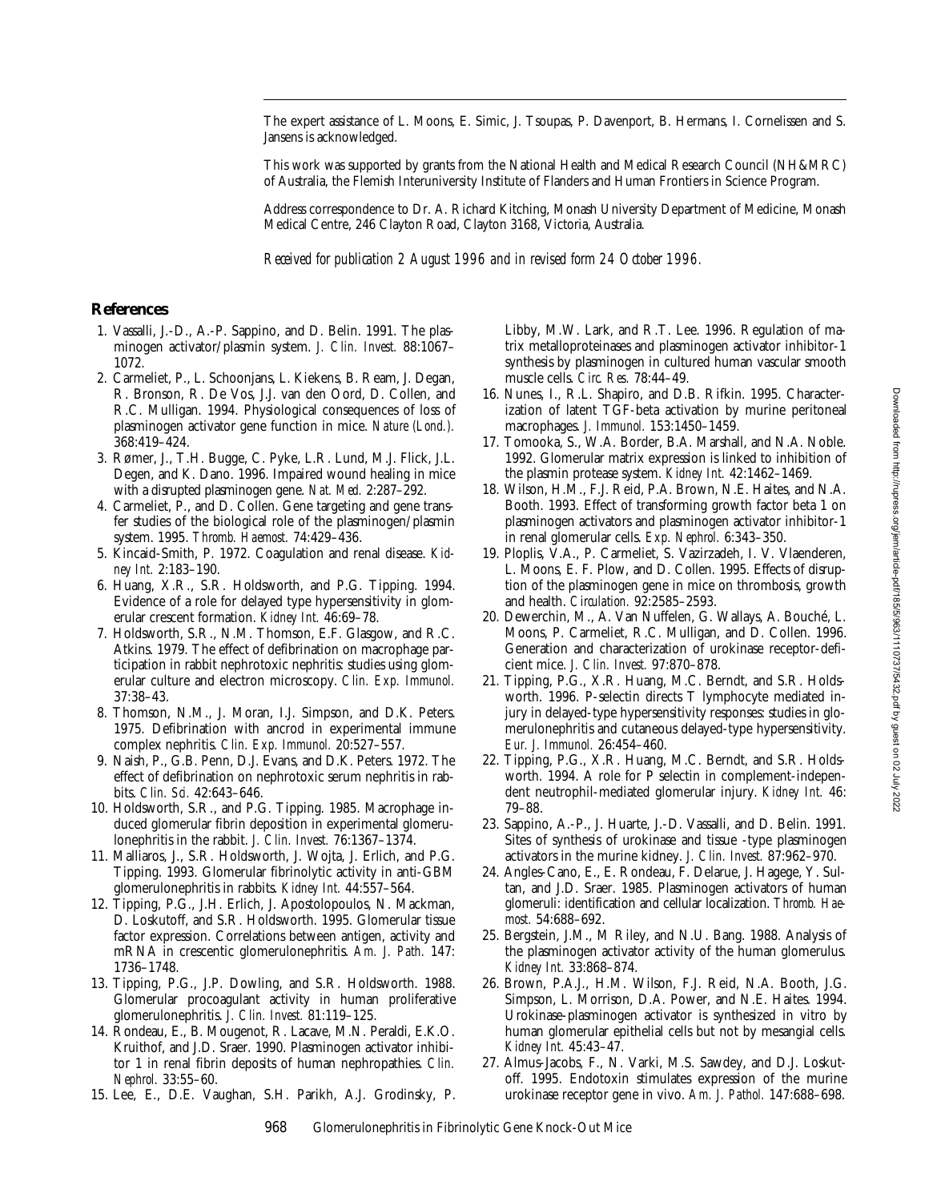The expert assistance of L. Moons, E. Simic, J. Tsoupas, P. Davenport, B. Hermans, I. Cornelissen and S. Jansens is acknowledged.

This work was supported by grants from the National Health and Medical Research Council (NH&MRC) of Australia, the Flemish Interuniversity Institute of Flanders and Human Frontiers in Science Program.

Address correspondence to Dr. A. Richard Kitching, Monash University Department of Medicine, Monash Medical Centre, 246 Clayton Road, Clayton 3168, Victoria, Australia.

*Received for publication 2 August 1996 and in revised form 24 October 1996.*

## References

1. Vassalli, J.-D., A.-P. Sappino, and D. Belin. 1991. The plasminogen activator/plasmin system. *J. Clin. Invest.* 88:1067–1072.
2. Carmeliet, P., L. Schoonjans, L. Kiekens, B. Ream, J. Degan, R. Bronson, R. De Vos, J.J. van den Oord, D. Collen, and R.C. Mulligan. 1994. Physiological consequences of loss of plasminogen activator gene function in mice. *Nature (Lond.).* 368:419–424.
3. Rømer, J., T.H. Bugge, C. Pyke, L.R. Lund, M.J. Flick, J.L. Degen, and K. Dano. 1996. Impaired wound healing in mice with a disrupted plasminogen gene. *Nat. Med.* 2:287–292.
4. Carmeliet, P., and D. Collen. Gene targeting and gene transfer studies of the biological role of the plasminogen/plasmin system. 1995. *Thromb. Haemost.* 74:429–436.
5. Kincaid-Smith, P. 1972. Coagulation and renal disease. *Kidney Int.* 2:183–190.
6. Huang, X.R., S.R. Holdsworth, and P.G. Tipping. 1994. Evidence of a role for delayed type hypersensitivity in glomerular crescent formation. *Kidney Int.* 46:69–78.
7. Holdsworth, S.R., N.M. Thomson, E.F. Glasgow, and R.C. Atkins. 1979. The effect of defibrination on macrophage participation in rabbit nephrotoxic nephritis: studies using glomerular culture and electron microscopy. *Clin. Exp. Immunol.* 37:38–43.
8. Thomson, N.M., J. Moran, I.J. Simpson, and D.K. Peters. 1975. Defibrination with ancrod in experimental immune complex nephritis. *Clin. Exp. Immunol.* 20:527–557.
9. Naish, P., G.B. Penn, D.J. Evans, and D.K. Peters. 1972. The effect of defibrination on nephrotoxic serum nephritis in rabbits. *Clin. Sci.* 42:643–646.
10. Holdsworth, S.R., and P.G. Tipping. 1985. Macrophage induced glomerular fibrin deposition in experimental glomerulonephritis in the rabbit. *J. Clin. Invest.* 76:1367–1374.
11. Malliaros, J., S.R. Holdsworth, J. Wojta, J. Erlich, and P.G. Tipping. 1993. Glomerular fibrinolytic activity in anti-GBM glomerulonephritis in rabbits. *Kidney Int.* 44:557–564.
12. Tipping, P.G., J.H. Erlich, J. Apostolopoulos, N. Mackman, D. Loskutoff, and S.R. Holdsworth. 1995. Glomerular tissue factor expression. Correlations between antigen, activity and mRNA in crescentic glomerulonephritis. *Am. J. Path.* 147: 1736–1748.
13. Tipping, P.G., J.P. Dowling, and S.R. Holdsworth. 1988. Glomerular procoagulant activity in human proliferative glomerulonephritis. *J. Clin. Invest.* 81:119–125.
14. Rondeau, E., B. Mougenot, R. Lacave, M.N. Peraldi, E.K.O. Kruithof, and J.D. Sraer. 1990. Plasminogen activator inhibitor 1 in renal fibrin deposits of human nephropathies. *Clin. Nephrol.* 33:55–60.
15. Lee, E., D.E. Vaughan, S.H. Parikh, A.J. Grodinsky, P. Libby, M.W. Lark, and R.T. Lee. 1996. Regulation of matrix metalloproteinases and plasminogen activator inhibitor-1 synthesis by plasminogen in cultured human vascular smooth muscle cells. *Circ. Res.* 78:44–49.
16. Nunes, I., R.L. Shapiro, and D.B. Rifkin. 1995. Characterization of latent TGF-beta activation by murine peritoneal macrophages. *J. Immunol.* 153:1450–1459.
17. Tomooka, S., W.A. Border, B.A. Marshall, and N.A. Noble. 1992. Glomerular matrix expression is linked to inhibition of the plasmin protease system. *Kidney Int.* 42:1462–1469.
18. Wilson, H.M., F.J. Reid, P.A. Brown, N.E. Haites, and N.A. Booth. 1993. Effect of transforming growth factor beta 1 on plasminogen activators and plasminogen activator inhibitor-1 in renal glomerular cells. *Exp. Nephrol.* 6:343–350.
19. Ploplis, V.A., P. Carmeliet, S. Vazirzadeh, I. V. Vlaenderen, L. Moons, E. F. Plow, and D. Collen. 1995. Effects of disruption of the plasminogen gene in mice on thrombosis, growth and health. *Circulation.* 92:2585–2593.
20. Dewerchin, M., A. Van Nuffelen, G. Wallays, A. Bouché, L. Moons, P. Carmeliet, R.C. Mulligan, and D. Collen. 1996. Generation and characterization of urokinase receptor-deficient mice. *J. Clin. Invest.* 97:870–878.
21. Tipping, P.G., X.R. Huang, M.C. Berndt, and S.R. Holdsworth. 1996. P-selectin directs T lymphocyte mediated injury in delayed-type hypersensitivity responses: studies in glomerulonephritis and cutaneous delayed-type hypersensitivity. *Eur. J. Immunol.* 26:454–460.
22. Tipping, P.G., X.R. Huang, M.C. Berndt, and S.R. Holdsworth. 1994. A role for P selectin in complement-independent neutrophil-mediated glomerular injury. *Kidney Int.* 46: 79–88.
23. Sappino, A.-P., J. Huarte, J.-D. Vassalli, and D. Belin. 1991. Sites of synthesis of urokinase and tissue -type plasminogen activators in the murine kidney. *J. Clin. Invest.* 87:962–970.
24. Angles-Cano, E., E. Rondeau, F. Delarue, J. Hagege, Y. Sultan, and J.D. Sraer. 1985. Plasminogen activators of human glomeruli: identification and cellular localization. *Thromb. Haemost.* 54:688–692.
25. Bergstein, J.M., M Riley, and N.U. Bang. 1988. Analysis of the plasminogen activator activity of the human glomerulus. *Kidney Int.* 33:868–874.
26. Brown, P.A.J., H.M. Wilson, F.J. Reid, N.A. Booth, J.G. Simpson, L. Morrison, D.A. Power, and N.E. Haites. 1994. Urokinase-plasminogen activator is synthesized in vitro by human glomerular epithelial cells but not by mesangial cells. *Kidney Int.* 45:43–47.
27. Almus-Jacobs, F., N. Varki, M.S. Sawdey, and D.J. Loskutoff. 1995. Endotoxin stimulates expression of the murine urokinase receptor gene in vivo. *Am. J. Pathol.* 147:688–698.